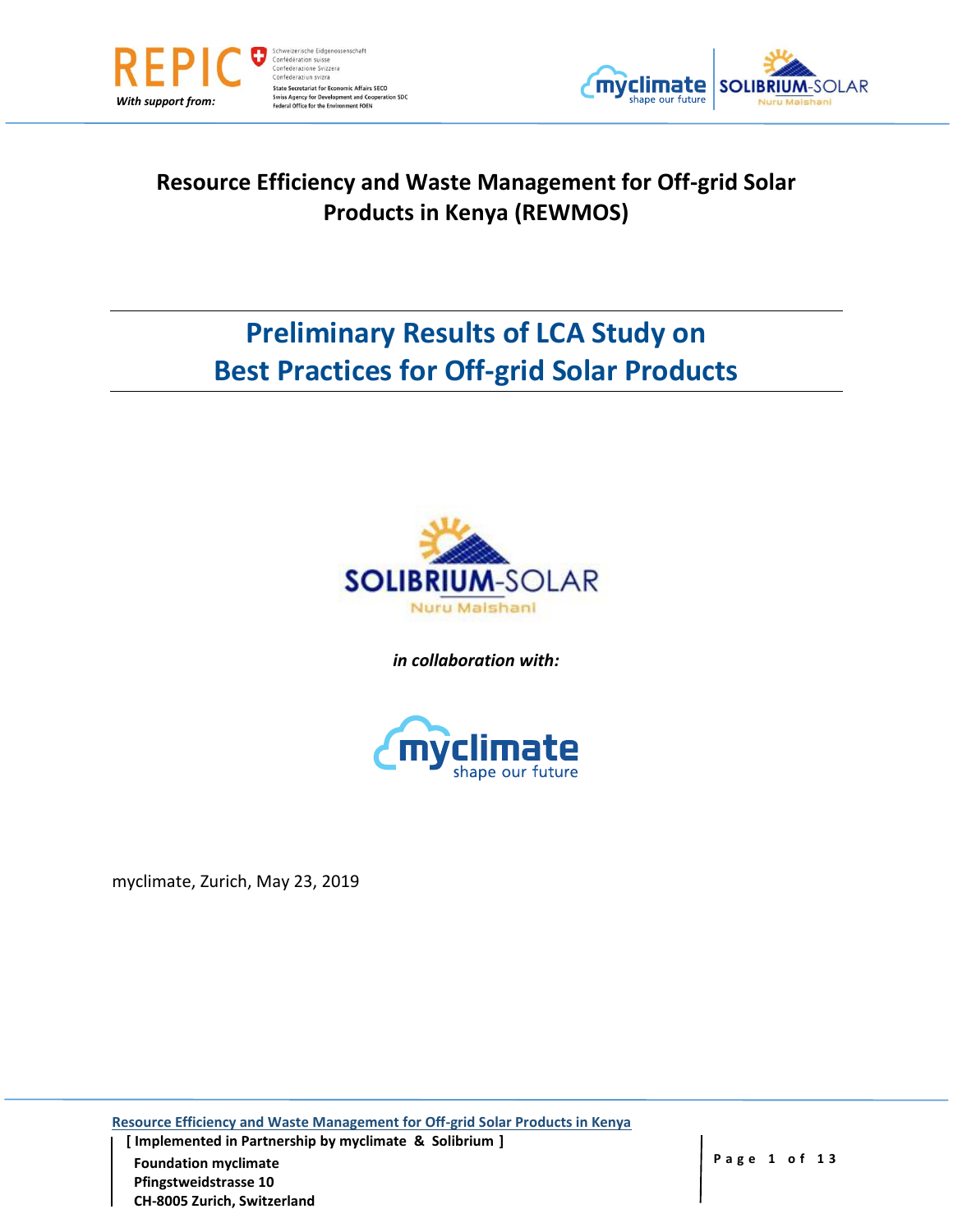With support from:

Schweizerische Eidgenossenschaft
Confédération suisse
Confederazione Svizzera
Confederaziun svizra

State Secretariat for Economic Affairs SECO
Swiss Agency for Development and Cooperation SDC
Federal Office for the Environment FOEN

# Resource Efficiency and Waste Management for Off-grid Solar Products in Kenya (REWMOS)

## Preliminary Results of LCA Study on Best Practices for Off-grid Solar Products

SOLIBRIUM-SOLAR
Nuru Maishani

*in collaboration with:*

myclimate
shape our future

myclimate, Zurich, May 23, 2019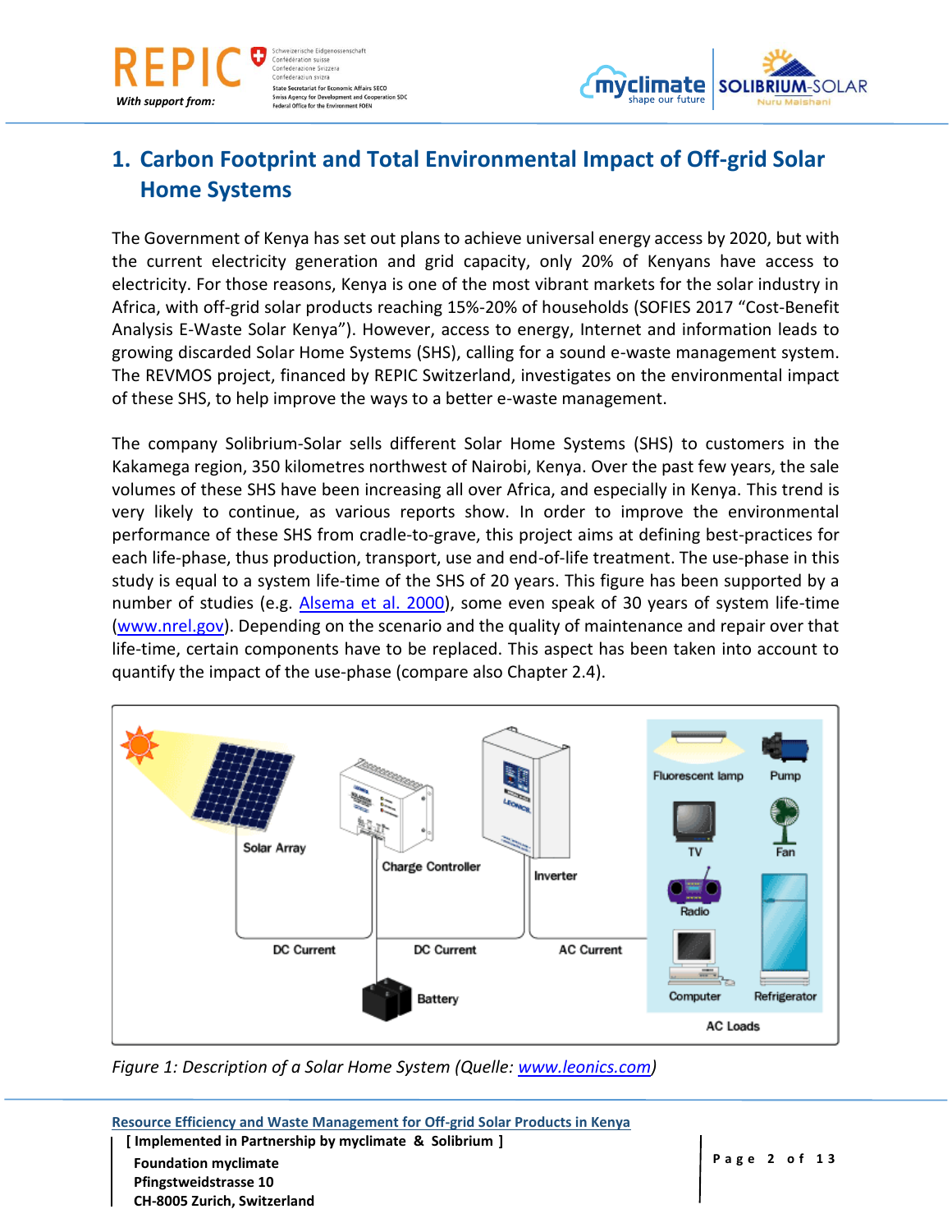# 1. Carbon Footprint and Total Environmental Impact of Off-grid Solar Home Systems

The Government of Kenya has set out plans to achieve universal energy access by 2020, but with the current electricity generation and grid capacity, only 20% of Kenyans have access to electricity. For those reasons, Kenya is one of the most vibrant markets for the solar industry in Africa, with off-grid solar products reaching 15%-20% of households (SOFIES 2017 "Cost-Benefit Analysis E-Waste Solar Kenya"). However, access to energy, Internet and information leads to growing discarded Solar Home Systems (SHS), calling for a sound e-waste management system. The REVMOS project, financed by REPIC Switzerland, investigates on the environmental impact of these SHS, to help improve the ways to a better e-waste management.

The company Solibrium-Solar sells different Solar Home Systems (SHS) to customers in the Kakamega region, 350 kilometres northwest of Nairobi, Kenya. Over the past few years, the sale volumes of these SHS have been increasing all over Africa, and especially in Kenya. This trend is very likely to continue, as various reports show. In order to improve the environmental performance of these SHS from cradle-to-grave, this project aims at defining best-practices for each life-phase, thus production, transport, use and end-of-life treatment. The use-phase in this study is equal to a system life-time of the SHS of 20 years. This figure has been supported by a number of studies (e.g. Alsema et al. 2000), some even speak of 30 years of system life-time (www.nrel.gov). Depending on the scenario and the quality of maintenance and repair over that life-time, certain components have to be replaced. This aspect has been taken into account to quantify the impact of the use-phase (compare also Chapter 2.4).

*Figure 1: Description of a Solar Home System (Quelle: www.leonics.com)*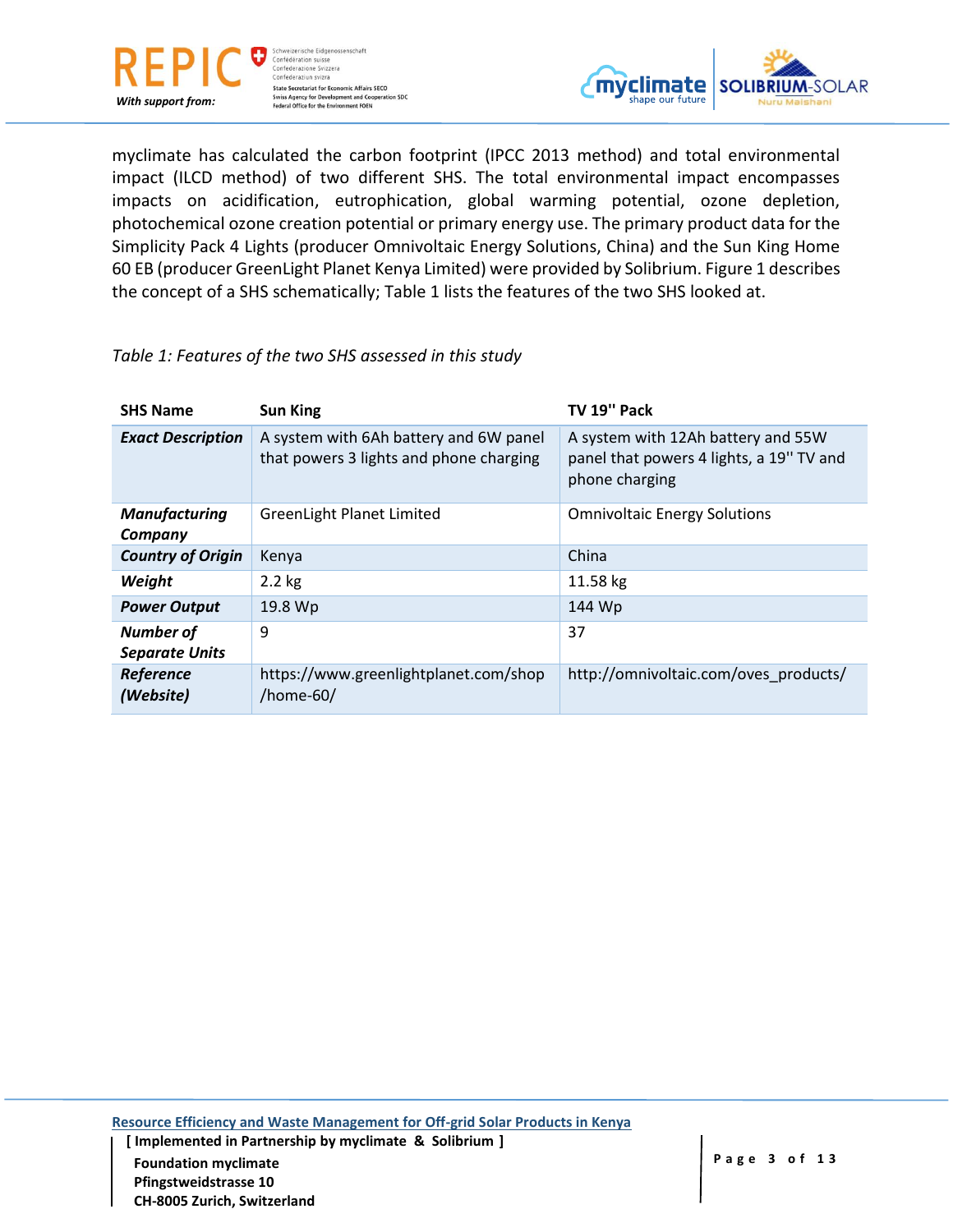myclimate has calculated the carbon footprint (IPCC 2013 method) and total environmental impact (ILCD method) of two different SHS. The total environmental impact encompasses impacts on acidification, eutrophication, global warming potential, ozone depletion, photochemical ozone creation potential or primary energy use. The primary product data for the Simplicity Pack 4 Lights (producer Omnivoltaic Energy Solutions, China) and the Sun King Home 60 EB (producer GreenLight Planet Kenya Limited) were provided by Solibrium. Figure 1 describes the concept of a SHS schematically; Table 1 lists the features of the two SHS looked at.

*Table 1: Features of the two SHS assessed in this study*

| SHS Name | Sun King | TV 19'' Pack |
|---|---|---|
| ***Exact Description*** | A system with 6Ah battery and 6W panel that powers 3 lights and phone charging | A system with 12Ah battery and 55W panel that powers 4 lights, a 19'' TV and phone charging |
| ***Manufacturing Company*** | GreenLight Planet Limited | Omnivoltaic Energy Solutions |
| ***Country of Origin*** | Kenya | China |
| ***Weight*** | 2.2 kg | 11.58 kg |
| ***Power Output*** | 19.8 Wp | 144 Wp |
| ***Number of Separate Units*** | 9 | 37 |
| ***Reference (Website)*** | https://www.greenlightplanet.com/shop/home-60/ | http://omnivoltaic.com/oves_products/ |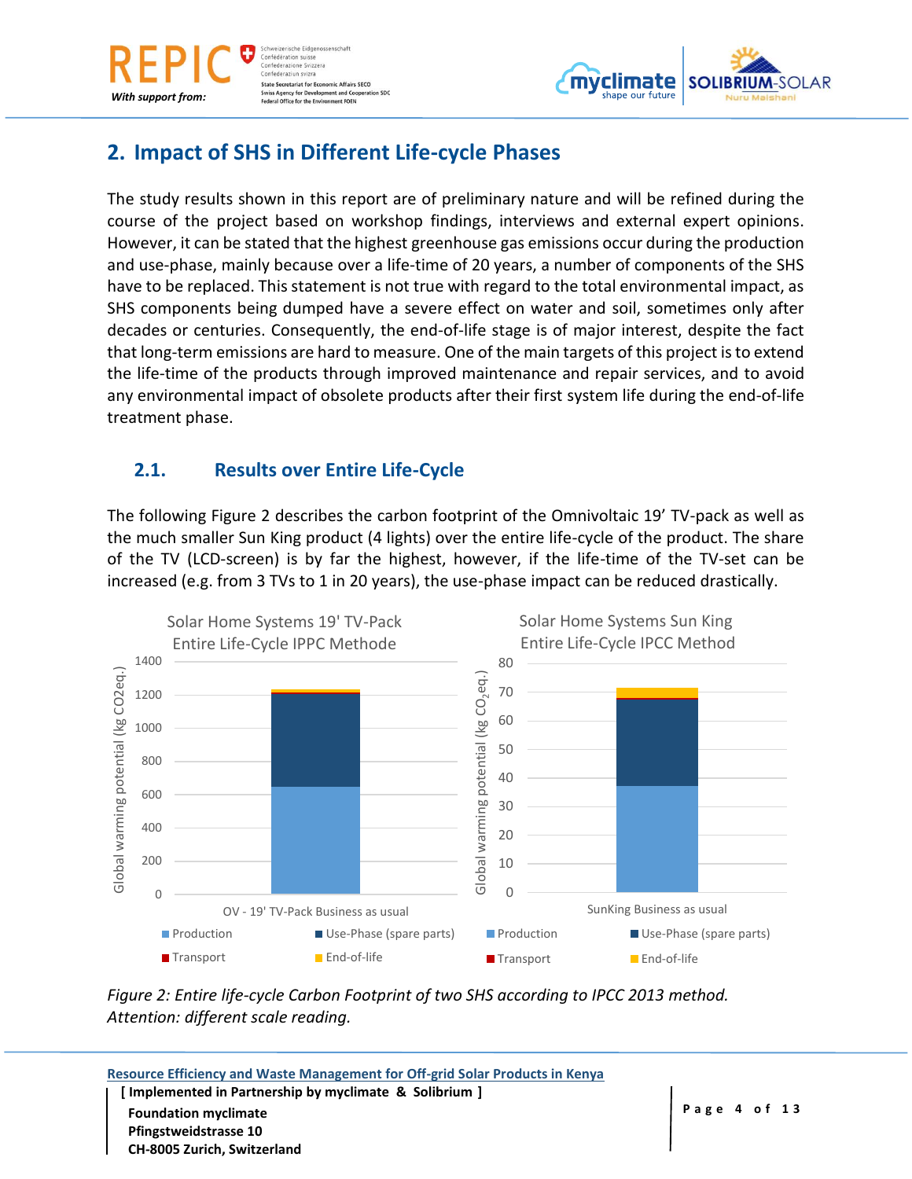## 2. Impact of SHS in Different Life-cycle Phases

The study results shown in this report are of preliminary nature and will be refined during the course of the project based on workshop findings, interviews and external expert opinions. However, it can be stated that the highest greenhouse gas emissions occur during the production and use-phase, mainly because over a life-time of 20 years, a number of components of the SHS have to be replaced. This statement is not true with regard to the total environmental impact, as SHS components being dumped have a severe effect on water and soil, sometimes only after decades or centuries. Consequently, the end-of-life stage is of major interest, despite the fact that long-term emissions are hard to measure. One of the main targets of this project is to extend the life-time of the products through improved maintenance and repair services, and to avoid any environmental impact of obsolete products after their first system life during the end-of-life treatment phase.

### 2.1. Results over Entire Life-Cycle

The following Figure 2 describes the carbon footprint of the Omnivoltaic 19’ TV-pack as well as the much smaller Sun King product (4 lights) over the entire life-cycle of the product. The share of the TV (LCD-screen) is by far the highest, however, if the life-time of the TV-set can be increased (e.g. from 3 TVs to 1 in 20 years), the use-phase impact can be reduced drastically.

*Figure 2: Entire life-cycle Carbon Footprint of two SHS according to IPCC 2013 method. Attention: different scale reading.*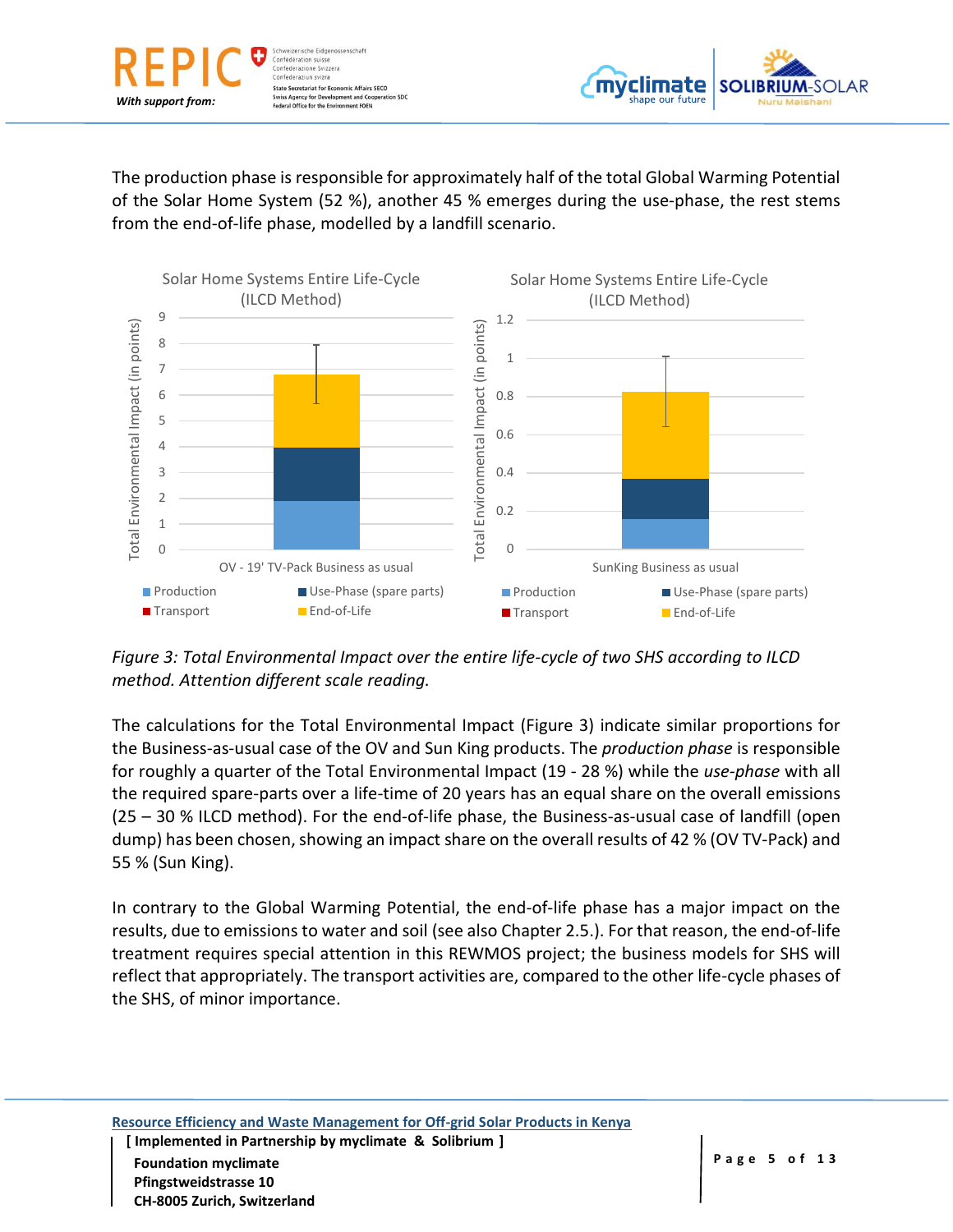The production phase is responsible for approximately half of the total Global Warming Potential of the Solar Home System (52 %), another 45 % emerges during the use-phase, the rest stems from the end-of-life phase, modelled by a landfill scenario.

*Figure 3: Total Environmental Impact over the entire life-cycle of two SHS according to ILCD method. Attention different scale reading.*

The calculations for the Total Environmental Impact (Figure 3) indicate similar proportions for the Business-as-usual case of the OV and Sun King products. The *production phase* is responsible for roughly a quarter of the Total Environmental Impact (19 - 28 %) while the *use-phase* with all the required spare-parts over a life-time of 20 years has an equal share on the overall emissions (25 – 30 % ILCD method). For the end-of-life phase, the Business-as-usual case of landfill (open dump) has been chosen, showing an impact share on the overall results of 42 % (OV TV-Pack) and 55 % (Sun King).

In contrary to the Global Warming Potential, the end-of-life phase has a major impact on the results, due to emissions to water and soil (see also Chapter 2.5.). For that reason, the end-of-life treatment requires special attention in this REWMOS project; the business models for SHS will reflect that appropriately. The transport activities are, compared to the other life-cycle phases of the SHS, of minor importance.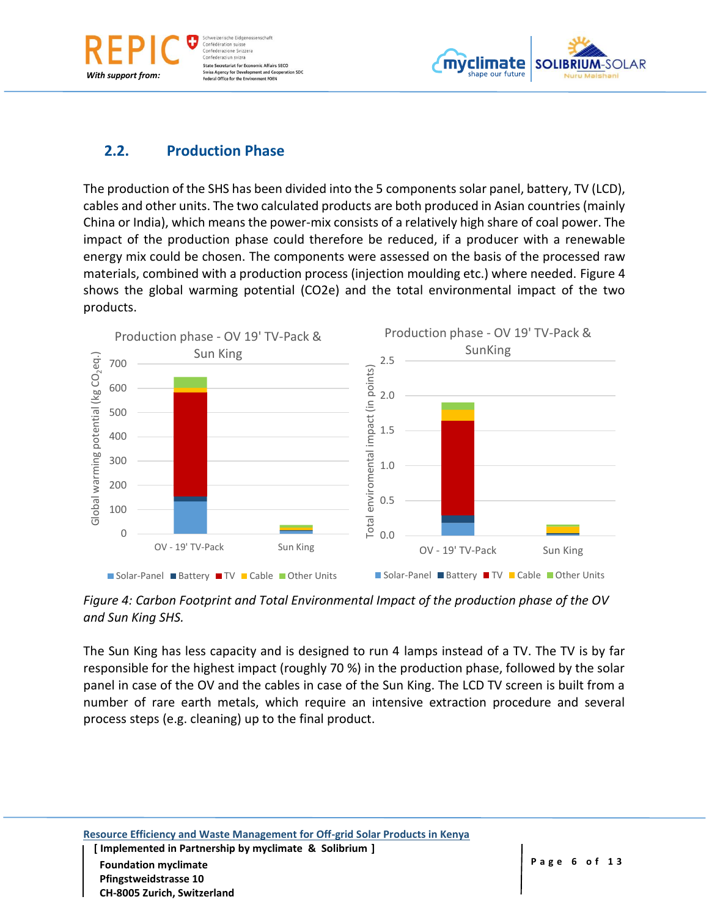## 2.2. Production Phase

The production of the SHS has been divided into the 5 components solar panel, battery, TV (LCD), cables and other units. The two calculated products are both produced in Asian countries (mainly China or India), which means the power-mix consists of a relatively high share of coal power. The impact of the production phase could therefore be reduced, if a producer with a renewable energy mix could be chosen. The components were assessed on the basis of the processed raw materials, combined with a production process (injection moulding etc.) where needed. Figure 4 shows the global warming potential (CO2e) and the total environmental impact of the two products.

*Figure 4: Carbon Footprint and Total Environmental Impact of the production phase of the OV and Sun King SHS.*

The Sun King has less capacity and is designed to run 4 lamps instead of a TV. The TV is by far responsible for the highest impact (roughly 70 %) in the production phase, followed by the solar panel in case of the OV and the cables in case of the Sun King. The LCD TV screen is built from a number of rare earth metals, which require an intensive extraction procedure and several process steps (e.g. cleaning) up to the final product.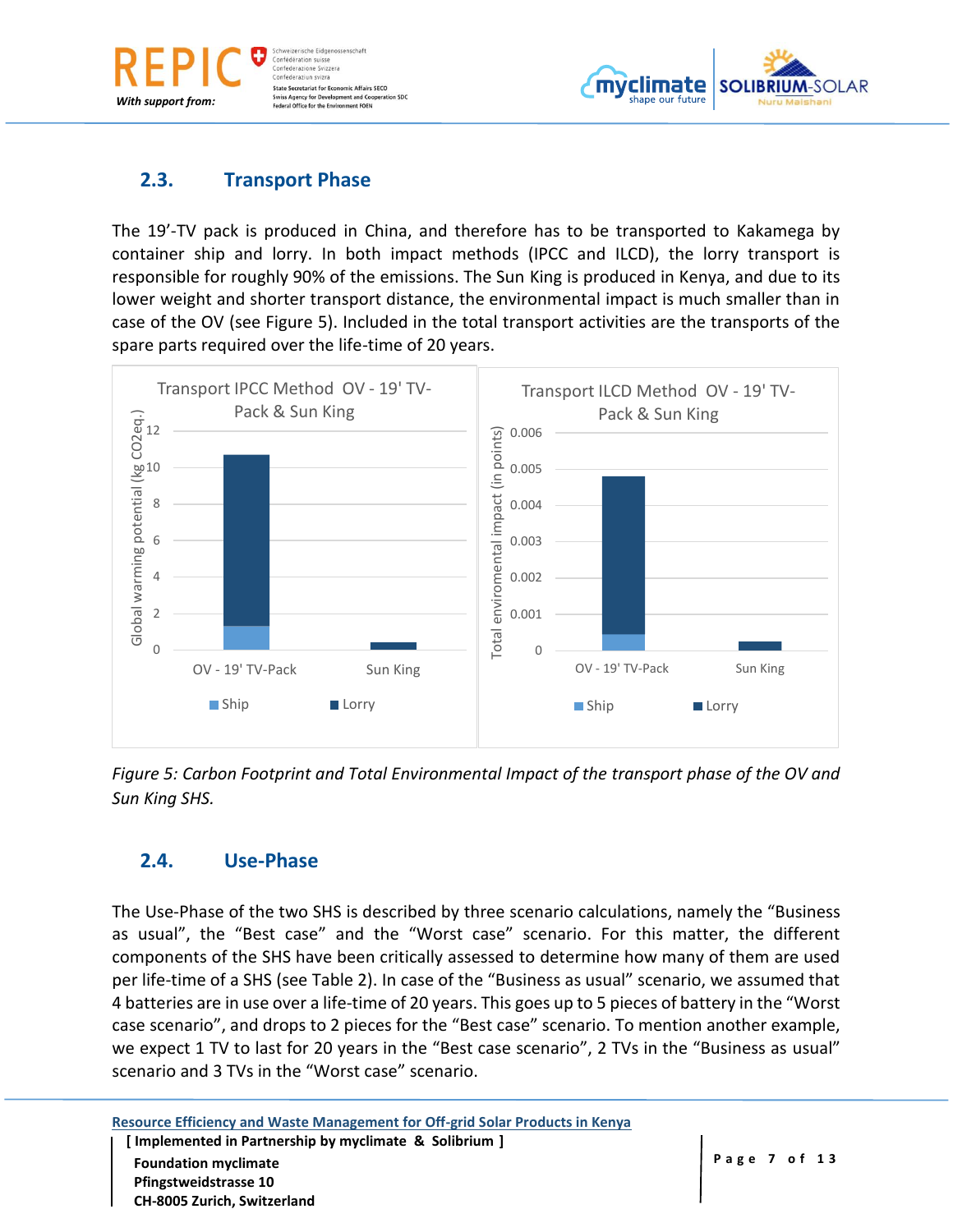## 2.3. Transport Phase

The 19'-TV pack is produced in China, and therefore has to be transported to Kakamega by container ship and lorry. In both impact methods (IPCC and ILCD), the lorry transport is responsible for roughly 90% of the emissions. The Sun King is produced in Kenya, and due to its lower weight and shorter transport distance, the environmental impact is much smaller than in case of the OV (see Figure 5). Included in the total transport activities are the transports of the spare parts required over the life-time of 20 years.

*Figure 5: Carbon Footprint and Total Environmental Impact of the transport phase of the OV and Sun King SHS.*

## 2.4. Use-Phase

The Use-Phase of the two SHS is described by three scenario calculations, namely the "Business as usual", the "Best case" and the "Worst case" scenario. For this matter, the different components of the SHS have been critically assessed to determine how many of them are used per life-time of a SHS (see Table 2). In case of the "Business as usual" scenario, we assumed that 4 batteries are in use over a life-time of 20 years. This goes up to 5 pieces of battery in the "Worst case scenario", and drops to 2 pieces for the "Best case" scenario. To mention another example, we expect 1 TV to last for 20 years in the "Best case scenario", 2 TVs in the "Business as usual" scenario and 3 TVs in the "Worst case" scenario.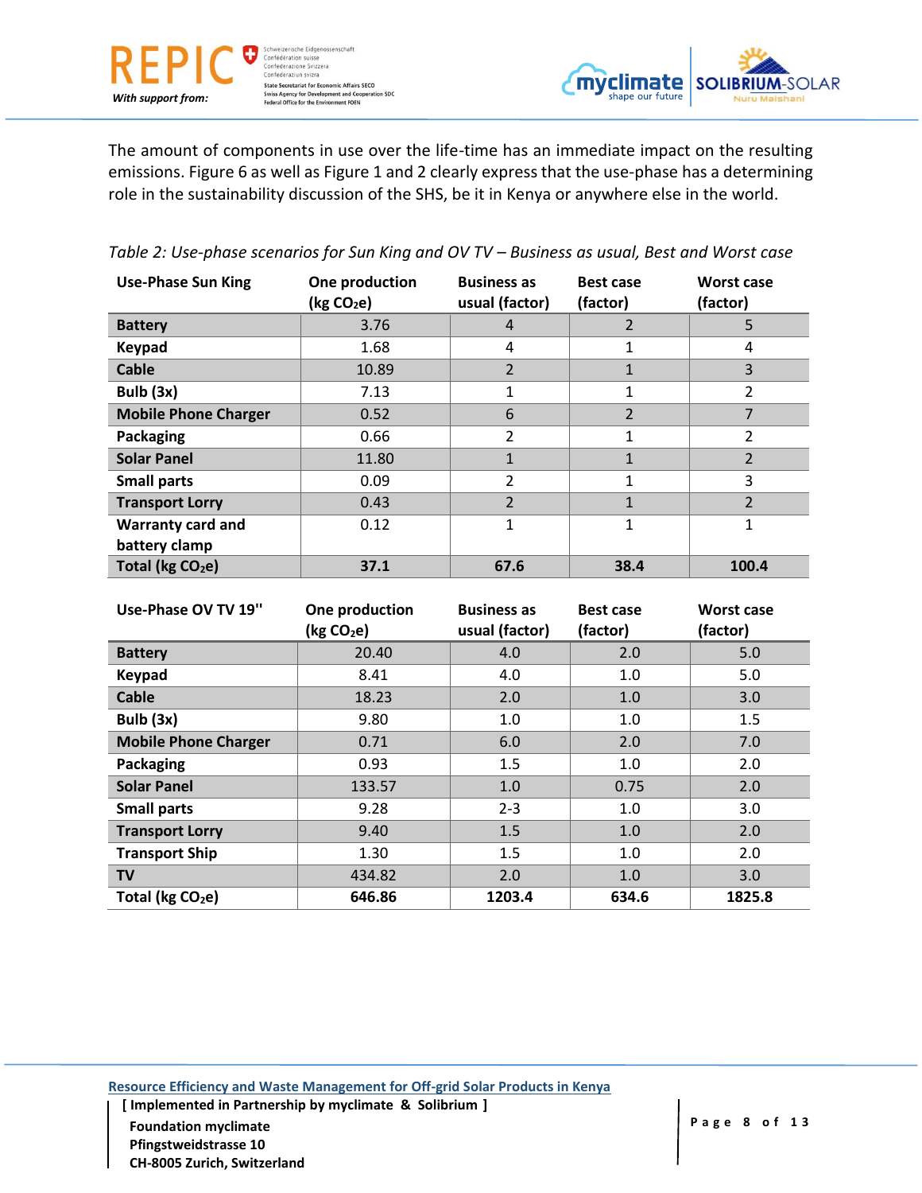The amount of components in use over the life-time has an immediate impact on the resulting emissions. Figure 6 as well as Figure 1 and 2 clearly express that the use-phase has a determining role in the sustainability discussion of the SHS, be it in Kenya or anywhere else in the world.

*Table 2: Use-phase scenarios for Sun King and OV TV – Business as usual, Best and Worst case*

| Use-Phase Sun King | One production (kg $CO_2$e) | Business as usual (factor) | Best case (factor) | Worst case (factor) |
|---|---|---|---|---|
| **Battery** | 3.76 | 4 | 2 | 5 |
| **Keypad** | 1.68 | 4 | 1 | 4 |
| **Cable** | 10.89 | 2 | 1 | 3 |
| **Bulb (3x)** | 7.13 | 1 | 1 | 2 |
| **Mobile Phone Charger** | 0.52 | 6 | 2 | 7 |
| **Packaging** | 0.66 | 2 | 1 | 2 |
| **Solar Panel** | 11.80 | 1 | 1 | 2 |
| **Small parts** | 0.09 | 2 | 1 | 3 |
| **Transport Lorry** | 0.43 | 2 | 1 | 2 |
| **Warranty card and battery clamp** | 0.12 | 1 | 1 | 1 |
| **Total (kg $CO_2$e)** | **37.1** | **67.6** | **38.4** | **100.4** |

| Use-Phase OV TV 19'' | One production (kg $CO_2$e) | Business as usual (factor) | Best case (factor) | Worst case (factor) |
|---|---|---|---|---|
| **Battery** | 20.40 | 4.0 | 2.0 | 5.0 |
| **Keypad** | 8.41 | 4.0 | 1.0 | 5.0 |
| **Cable** | 18.23 | 2.0 | 1.0 | 3.0 |
| **Bulb (3x)** | 9.80 | 1.0 | 1.0 | 1.5 |
| **Mobile Phone Charger** | 0.71 | 6.0 | 2.0 | 7.0 |
| **Packaging** | 0.93 | 1.5 | 1.0 | 2.0 |
| **Solar Panel** | 133.57 | 1.0 | 0.75 | 2.0 |
| **Small parts** | 9.28 | 2-3 | 1.0 | 3.0 |
| **Transport Lorry** | 9.40 | 1.5 | 1.0 | 2.0 |
| **Transport Ship** | 1.30 | 1.5 | 1.0 | 2.0 |
| **TV** | 434.82 | 2.0 | 1.0 | 3.0 |
| **Total (kg $CO_2$e)** | **646.86** | **1203.4** | **634.6** | **1825.8** |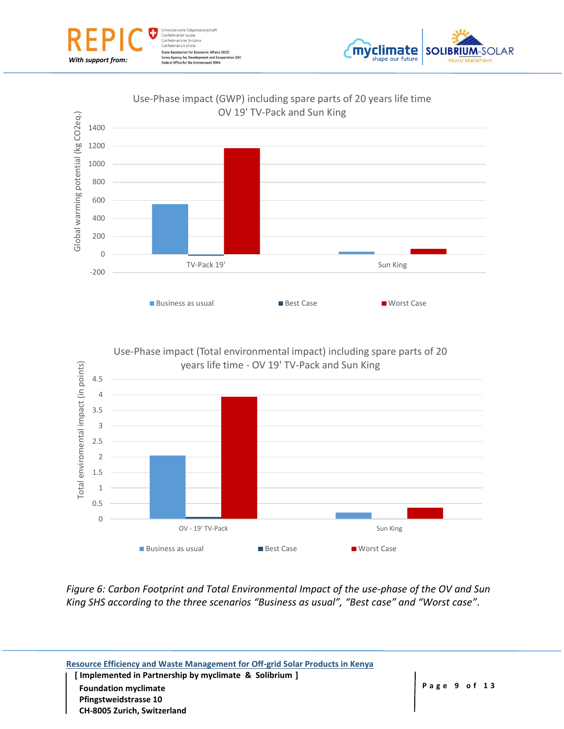Use-Phase impact (GWP) including spare parts of 20 years life time OV 19' TV-Pack and Sun King

Use-Phase impact (Total environmental impact) including spare parts of 20 years life time - OV 19' TV-Pack and Sun King

*Figure 6: Carbon Footprint and Total Environmental Impact of the use-phase of the OV and Sun King SHS according to the three scenarios "Business as usual", "Best case" and "Worst case".*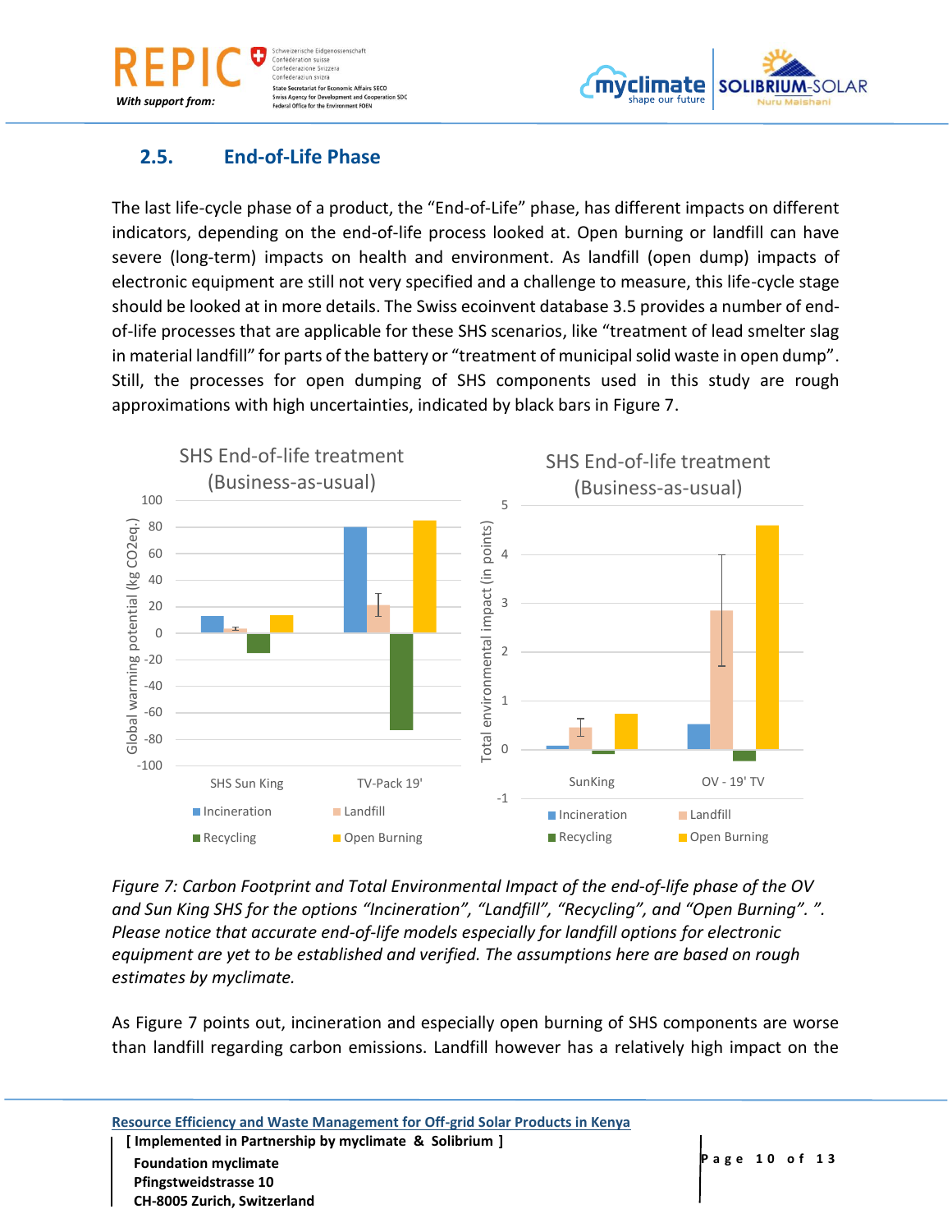## 2.5. End-of-Life Phase

The last life-cycle phase of a product, the "End-of-Life" phase, has different impacts on different indicators, depending on the end-of-life process looked at. Open burning or landfill can have severe (long-term) impacts on health and environment. As landfill (open dump) impacts of electronic equipment are still not very specified and a challenge to measure, this life-cycle stage should be looked at in more details. The Swiss ecoinvent database 3.5 provides a number of end-of-life processes that are applicable for these SHS scenarios, like "treatment of lead smelter slag in material landfill" for parts of the battery or "treatment of municipal solid waste in open dump". Still, the processes for open dumping of SHS components used in this study are rough approximations with high uncertainties, indicated by black bars in Figure 7.

*Figure 7: Carbon Footprint and Total Environmental Impact of the end-of-life phase of the OV and Sun King SHS for the options "Incineration", "Landfill", "Recycling", and "Open Burning". ". Please notice that accurate end-of-life models especially for landfill options for electronic equipment are yet to be established and verified. The assumptions here are based on rough estimates by myclimate.*

As Figure 7 points out, incineration and especially open burning of SHS components are worse than landfill regarding carbon emissions. Landfill however has a relatively high impact on the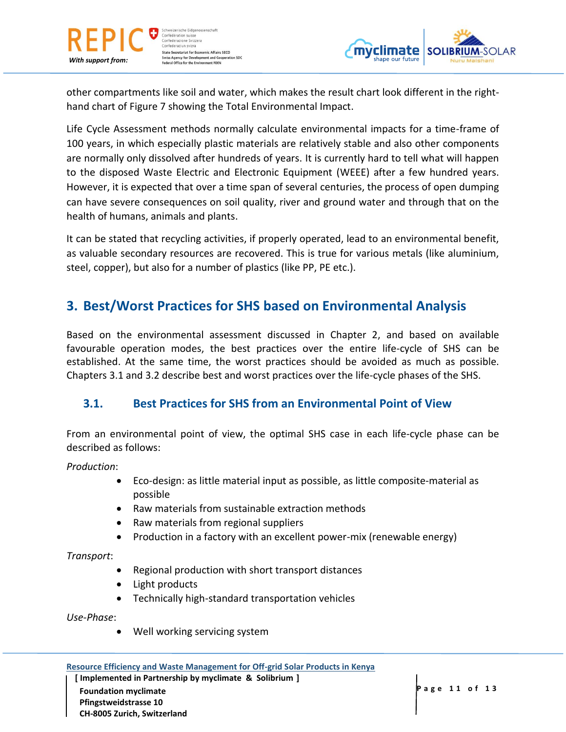other compartments like soil and water, which makes the result chart look different in the right-hand chart of Figure 7 showing the Total Environmental Impact.

Life Cycle Assessment methods normally calculate environmental impacts for a time-frame of 100 years, in which especially plastic materials are relatively stable and also other components are normally only dissolved after hundreds of years. It is currently hard to tell what will happen to the disposed Waste Electric and Electronic Equipment (WEEE) after a few hundred years. However, it is expected that over a time span of several centuries, the process of open dumping can have severe consequences on soil quality, river and ground water and through that on the health of humans, animals and plants.

It can be stated that recycling activities, if properly operated, lead to an environmental benefit, as valuable secondary resources are recovered. This is true for various metals (like aluminium, steel, copper), but also for a number of plastics (like PP, PE etc.).

# 3. Best/Worst Practices for SHS based on Environmental Analysis

Based on the environmental assessment discussed in Chapter 2, and based on available favourable operation modes, the best practices over the entire life-cycle of SHS can be established. At the same time, the worst practices should be avoided as much as possible. Chapters 3.1 and 3.2 describe best and worst practices over the life-cycle phases of the SHS.

## 3.1. Best Practices for SHS from an Environmental Point of View

From an environmental point of view, the optimal SHS case in each life-cycle phase can be described as follows:

*Production*:

- Eco-design: as little material input as possible, as little composite-material as possible
- Raw materials from sustainable extraction methods
- Raw materials from regional suppliers
- Production in a factory with an excellent power-mix (renewable energy)

*Transport*:

- Regional production with short transport distances
- Light products
- Technically high-standard transportation vehicles

*Use-Phase*:

- Well working servicing system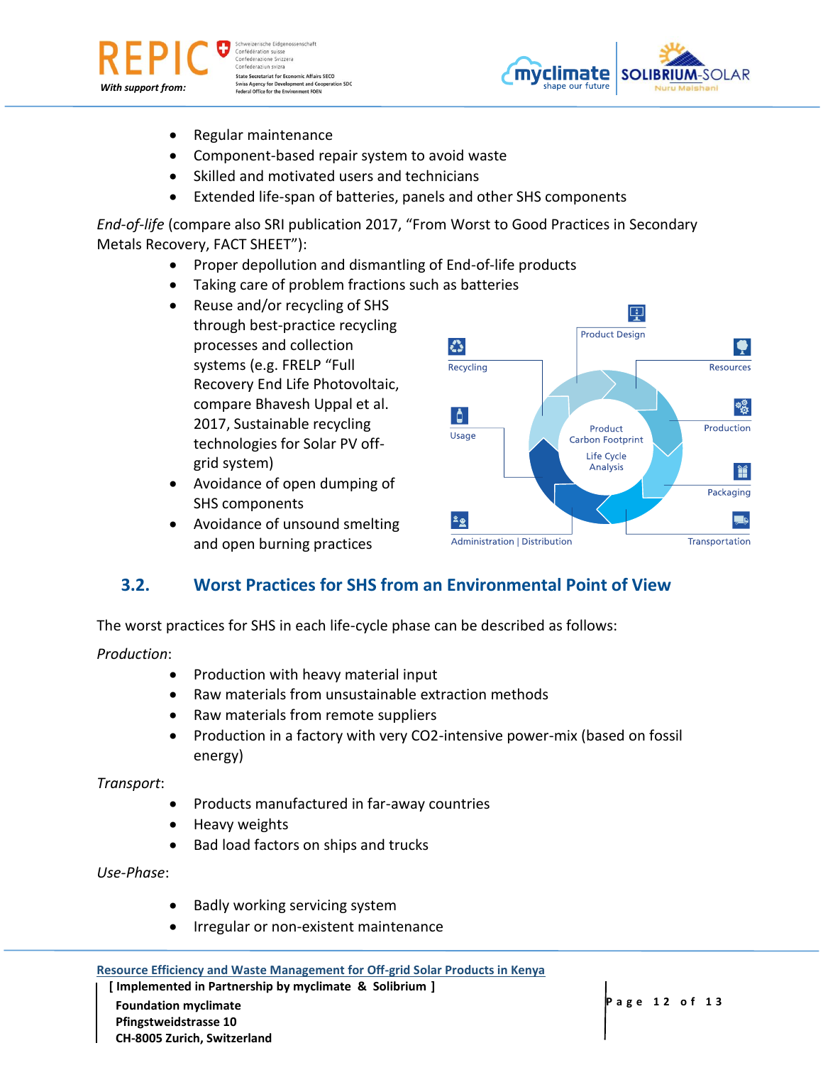- Regular maintenance
- Component-based repair system to avoid waste
- Skilled and motivated users and technicians
- Extended life-span of batteries, panels and other SHS components

*End-of-life* (compare also SRI publication 2017, “From Worst to Good Practices in Secondary Metals Recovery, FACT SHEET”):

- Proper depollution and dismantling of End-of-life products
- Taking care of problem fractions such as batteries
- Reuse and/or recycling of SHS through best-practice recycling processes and collection systems (e.g. FRELP “Full Recovery End Life Photovoltaic, compare Bhavesh Uppal et al. 2017, Sustainable recycling technologies for Solar PV off-grid system)
- Avoidance of open dumping of SHS components
- Avoidance of unsound smelting and open burning practices

## 3.2. Worst Practices for SHS from an Environmental Point of View

The worst practices for SHS in each life-cycle phase can be described as follows:

*Production*:

- Production with heavy material input
- Raw materials from unsustainable extraction methods
- Raw materials from remote suppliers
- Production in a factory with very CO2-intensive power-mix (based on fossil energy)

*Transport*:

- Products manufactured in far-away countries
- Heavy weights
- Bad load factors on ships and trucks

*Use-Phase*:

- Badly working servicing system
- Irregular or non-existent maintenance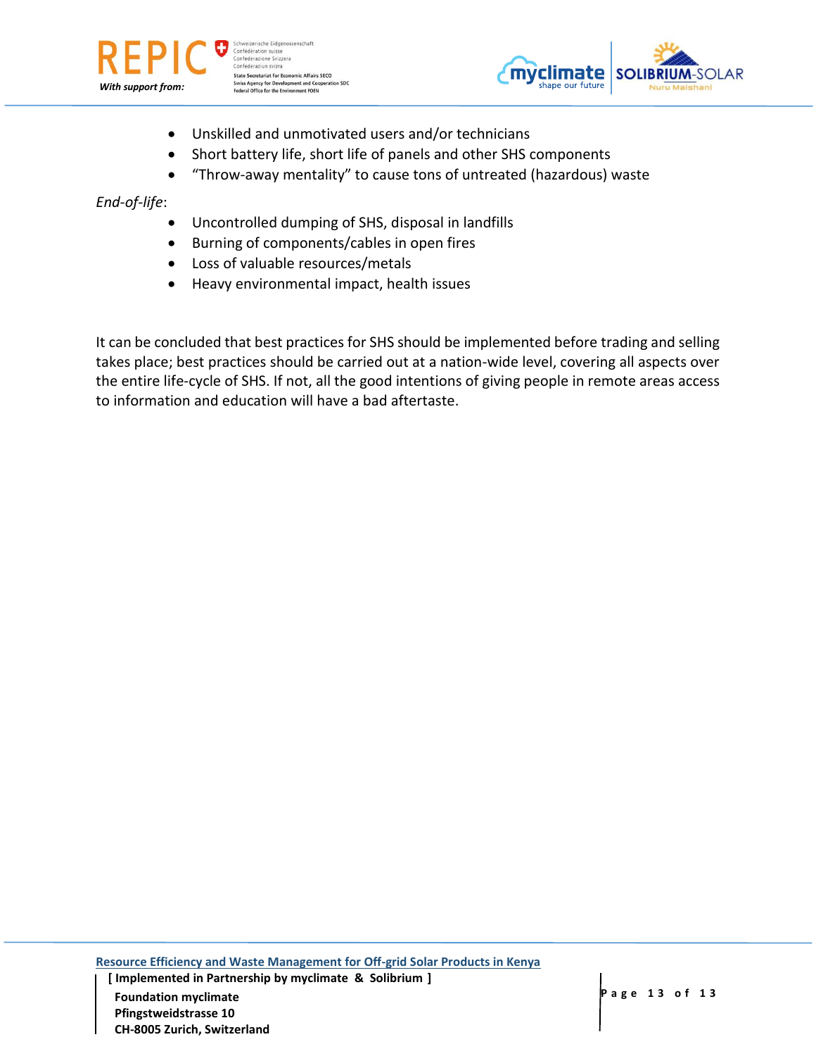- Unskilled and unmotivated users and/or technicians
- Short battery life, short life of panels and other SHS components
- "Throw-away mentality" to cause tons of untreated (hazardous) waste

*End-of-life*:

- Uncontrolled dumping of SHS, disposal in landfills
- Burning of components/cables in open fires
- Loss of valuable resources/metals
- Heavy environmental impact, health issues

It can be concluded that best practices for SHS should be implemented before trading and selling takes place; best practices should be carried out at a nation-wide level, covering all aspects over the entire life-cycle of SHS. If not, all the good intentions of giving people in remote areas access to information and education will have a bad aftertaste.